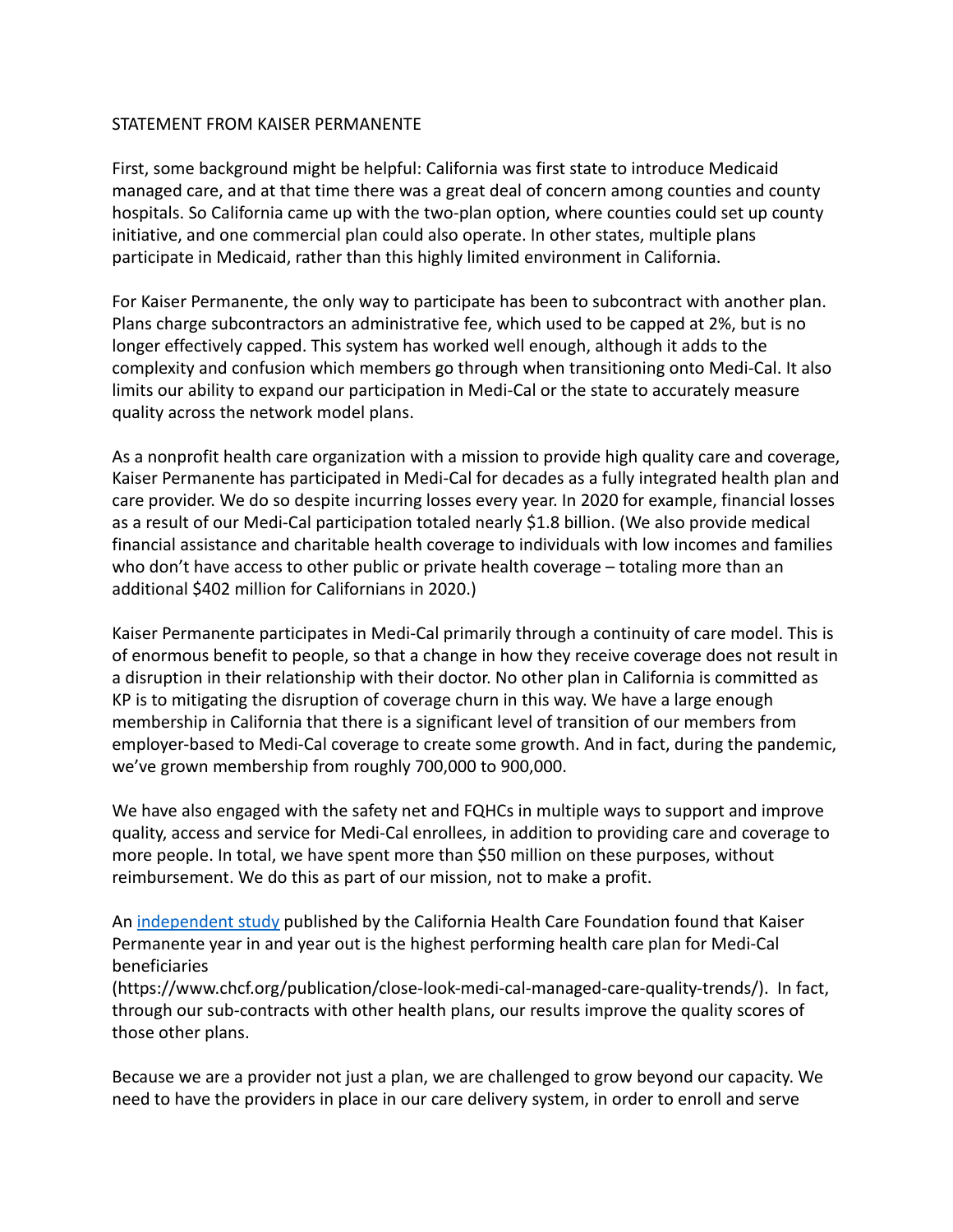STATEMENT FROM KAISER PERMANENTE

First, some background might be helpful: California was first state to introduce Medicaid managed care, and at that time there was a great deal of concern among counties and county hospitals. So California came up with the two-plan option, where counties could set up county initiative, and one commercial plan could also operate. In other states, multiple plans participate in Medicaid, rather than this highly limited environment in California.

For Kaiser Permanente, the only way to participate has been to subcontract with another plan. Plans charge subcontractors an administrative fee, which used to be capped at 2%, but is no longer effectively capped. This system has worked well enough, although it adds to the complexity and confusion which members go through when transitioning onto Medi-Cal. It also limits our ability to expand our participation in Medi-Cal or the state to accurately measure quality across the network model plans.

As a nonprofit health care organization with a mission to provide high quality care and coverage, Kaiser Permanente has participated in Medi-Cal for decades as a fully integrated health plan and care provider. We do so despite incurring losses every year. In 2020 for example, financial losses as a result of our Medi-Cal participation totaled nearly $1.8 billion. (We also provide medical financial assistance and charitable health coverage to individuals with low incomes and families who don't have access to other public or private health coverage – totaling more than an additional $402 million for Californians in 2020.)

Kaiser Permanente participates in Medi-Cal primarily through a continuity of care model. This is of enormous benefit to people, so that a change in how they receive coverage does not result in a disruption in their relationship with their doctor. No other plan in California is committed as KP is to mitigating the disruption of coverage churn in this way. We have a large enough membership in California that there is a significant level of transition of our members from employer-based to Medi-Cal coverage to create some growth. And in fact, during the pandemic, we've grown membership from roughly 700,000 to 900,000.

We have also engaged with the safety net and FQHCs in multiple ways to support and improve quality, access and service for Medi-Cal enrollees, in addition to providing care and coverage to more people. In total, we have spent more than $50 million on these purposes, without reimbursement. We do this as part of our mission, not to make a profit.

An [independent study](https://www.chcf.org/publication/close-look-medi-cal-managed-care-quality-trends/) published by the California Health Care Foundation found that Kaiser Permanente year in and year out is the highest performing health care plan for Medi-Cal beneficiaries (https://www.chcf.org/publication/close-look-medi-cal-managed-care-quality-trends/). In fact, through our sub-contracts with other health plans, our results improve the quality scores of those other plans.

Because we are a provider not just a plan, we are challenged to grow beyond our capacity. We need to have the providers in place in our care delivery system, in order to enroll and serve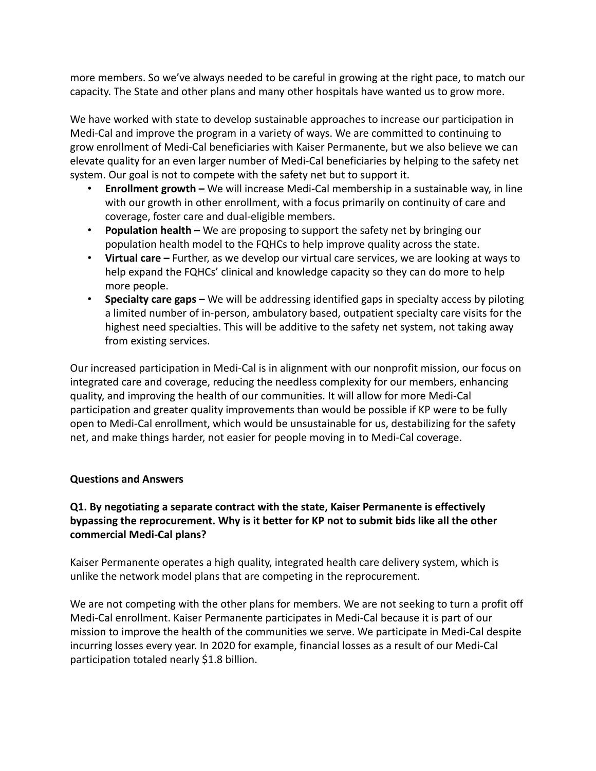more members. So we've always needed to be careful in growing at the right pace, to match our capacity. The State and other plans and many other hospitals have wanted us to grow more.

We have worked with state to develop sustainable approaches to increase our participation in Medi-Cal and improve the program in a variety of ways. We are committed to continuing to grow enrollment of Medi-Cal beneficiaries with Kaiser Permanente, but we also believe we can elevate quality for an even larger number of Medi-Cal beneficiaries by helping to the safety net system. Our goal is not to compete with the safety net but to support it.

- **Enrollment growth –** We will increase Medi-Cal membership in a sustainable way, in line with our growth in other enrollment, with a focus primarily on continuity of care and coverage, foster care and dual-eligible members.
- **Population health –** We are proposing to support the safety net by bringing our population health model to the FQHCs to help improve quality across the state.
- **Virtual care –** Further, as we develop our virtual care services, we are looking at ways to help expand the FQHCs' clinical and knowledge capacity so they can do more to help more people.
- **Specialty care gaps –** We will be addressing identified gaps in specialty access by piloting a limited number of in-person, ambulatory based, outpatient specialty care visits for the highest need specialties. This will be additive to the safety net system, not taking away from existing services.

Our increased participation in Medi-Cal is in alignment with our nonprofit mission, our focus on integrated care and coverage, reducing the needless complexity for our members, enhancing quality, and improving the health of our communities. It will allow for more Medi-Cal participation and greater quality improvements than would be possible if KP were to be fully open to Medi-Cal enrollment, which would be unsustainable for us, destabilizing for the safety net, and make things harder, not easier for people moving in to Medi-Cal coverage.

## Questions and Answers

### Q1. By negotiating a separate contract with the state, Kaiser Permanente is effectively bypassing the reprocurement. Why is it better for KP not to submit bids like all the other commercial Medi-Cal plans?

Kaiser Permanente operates a high quality, integrated health care delivery system, which is unlike the network model plans that are competing in the reprocurement.

We are not competing with the other plans for members. We are not seeking to turn a profit off Medi-Cal enrollment. Kaiser Permanente participates in Medi-Cal because it is part of our mission to improve the health of the communities we serve. We participate in Medi-Cal despite incurring losses every year. In 2020 for example, financial losses as a result of our Medi-Cal participation totaled nearly $1.8 billion.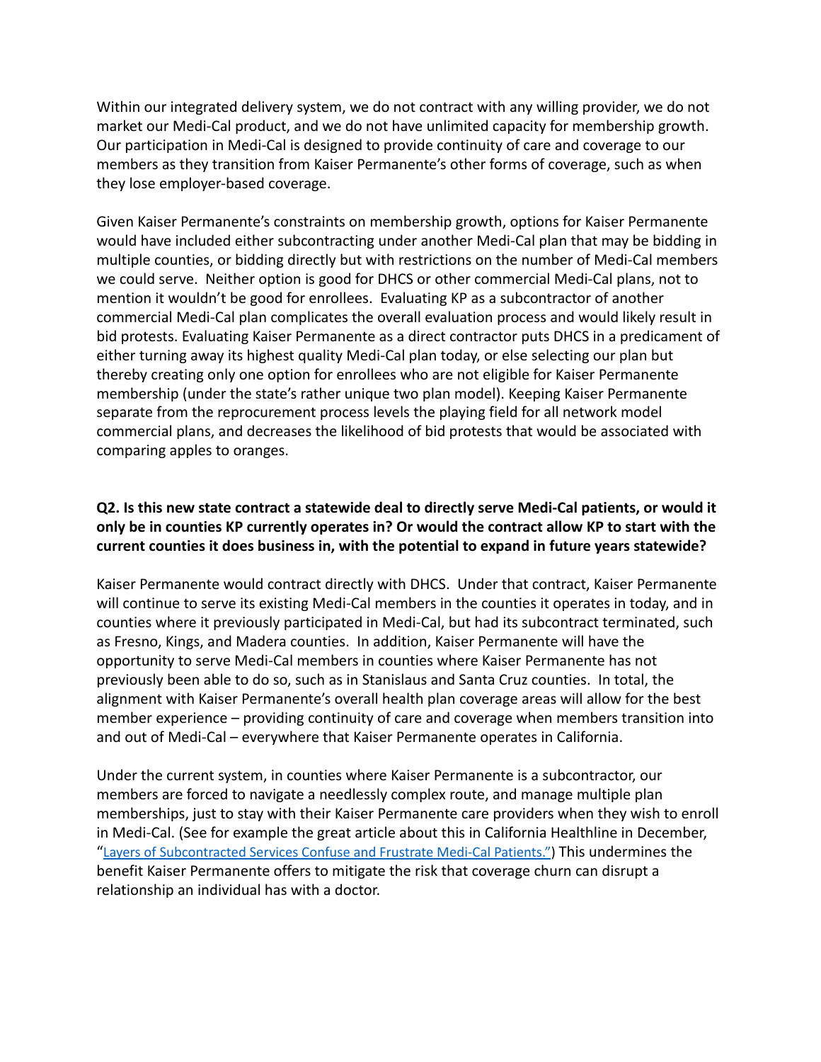Within our integrated delivery system, we do not contract with any willing provider, we do not market our Medi-Cal product, and we do not have unlimited capacity for membership growth. Our participation in Medi-Cal is designed to provide continuity of care and coverage to our members as they transition from Kaiser Permanente's other forms of coverage, such as when they lose employer-based coverage.

Given Kaiser Permanente's constraints on membership growth, options for Kaiser Permanente would have included either subcontracting under another Medi-Cal plan that may be bidding in multiple counties, or bidding directly but with restrictions on the number of Medi-Cal members we could serve. Neither option is good for DHCS or other commercial Medi-Cal plans, not to mention it wouldn't be good for enrollees. Evaluating KP as a subcontractor of another commercial Medi-Cal plan complicates the overall evaluation process and would likely result in bid protests. Evaluating Kaiser Permanente as a direct contractor puts DHCS in a predicament of either turning away its highest quality Medi-Cal plan today, or else selecting our plan but thereby creating only one option for enrollees who are not eligible for Kaiser Permanente membership (under the state's rather unique two plan model). Keeping Kaiser Permanente separate from the reprocurement process levels the playing field for all network model commercial plans, and decreases the likelihood of bid protests that would be associated with comparing apples to oranges.

**Q2. Is this new state contract a statewide deal to directly serve Medi-Cal patients, or would it only be in counties KP currently operates in? Or would the contract allow KP to start with the current counties it does business in, with the potential to expand in future years statewide?**

Kaiser Permanente would contract directly with DHCS. Under that contract, Kaiser Permanente will continue to serve its existing Medi-Cal members in the counties it operates in today, and in counties where it previously participated in Medi-Cal, but had its subcontract terminated, such as Fresno, Kings, and Madera counties. In addition, Kaiser Permanente will have the opportunity to serve Medi-Cal members in counties where Kaiser Permanente has not previously been able to do so, such as in Stanislaus and Santa Cruz counties. In total, the alignment with Kaiser Permanente's overall health plan coverage areas will allow for the best member experience – providing continuity of care and coverage when members transition into and out of Medi-Cal – everywhere that Kaiser Permanente operates in California.

Under the current system, in counties where Kaiser Permanente is a subcontractor, our members are forced to navigate a needlessly complex route, and manage multiple plan memberships, just to stay with their Kaiser Permanente care providers when they wish to enroll in Medi-Cal. (See for example the great article about this in California Healthline in December, "Layers of Subcontracted Services Confuse and Frustrate Medi-Cal Patients.") This undermines the benefit Kaiser Permanente offers to mitigate the risk that coverage churn can disrupt a relationship an individual has with a doctor.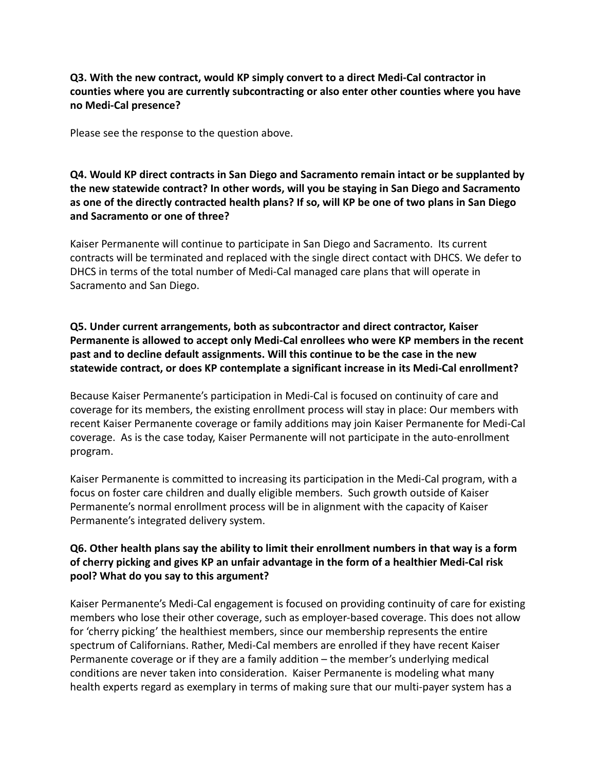**Q3. With the new contract, would KP simply convert to a direct Medi-Cal contractor in counties where you are currently subcontracting or also enter other counties where you have no Medi-Cal presence?**

Please see the response to the question above.

**Q4. Would KP direct contracts in San Diego and Sacramento remain intact or be supplanted by the new statewide contract? In other words, will you be staying in San Diego and Sacramento as one of the directly contracted health plans? If so, will KP be one of two plans in San Diego and Sacramento or one of three?**

Kaiser Permanente will continue to participate in San Diego and Sacramento. Its current contracts will be terminated and replaced with the single direct contact with DHCS. We defer to DHCS in terms of the total number of Medi-Cal managed care plans that will operate in Sacramento and San Diego.

**Q5. Under current arrangements, both as subcontractor and direct contractor, Kaiser Permanente is allowed to accept only Medi-Cal enrollees who were KP members in the recent past and to decline default assignments. Will this continue to be the case in the new statewide contract, or does KP contemplate a significant increase in its Medi-Cal enrollment?**

Because Kaiser Permanente's participation in Medi-Cal is focused on continuity of care and coverage for its members, the existing enrollment process will stay in place: Our members with recent Kaiser Permanente coverage or family additions may join Kaiser Permanente for Medi-Cal coverage. As is the case today, Kaiser Permanente will not participate in the auto-enrollment program.

Kaiser Permanente is committed to increasing its participation in the Medi-Cal program, with a focus on foster care children and dually eligible members. Such growth outside of Kaiser Permanente's normal enrollment process will be in alignment with the capacity of Kaiser Permanente's integrated delivery system.

**Q6. Other health plans say the ability to limit their enrollment numbers in that way is a form of cherry picking and gives KP an unfair advantage in the form of a healthier Medi-Cal risk pool? What do you say to this argument?**

Kaiser Permanente's Medi-Cal engagement is focused on providing continuity of care for existing members who lose their other coverage, such as employer-based coverage. This does not allow for 'cherry picking' the healthiest members, since our membership represents the entire spectrum of Californians. Rather, Medi-Cal members are enrolled if they have recent Kaiser Permanente coverage or if they are a family addition – the member's underlying medical conditions are never taken into consideration. Kaiser Permanente is modeling what many health experts regard as exemplary in terms of making sure that our multi-payer system has a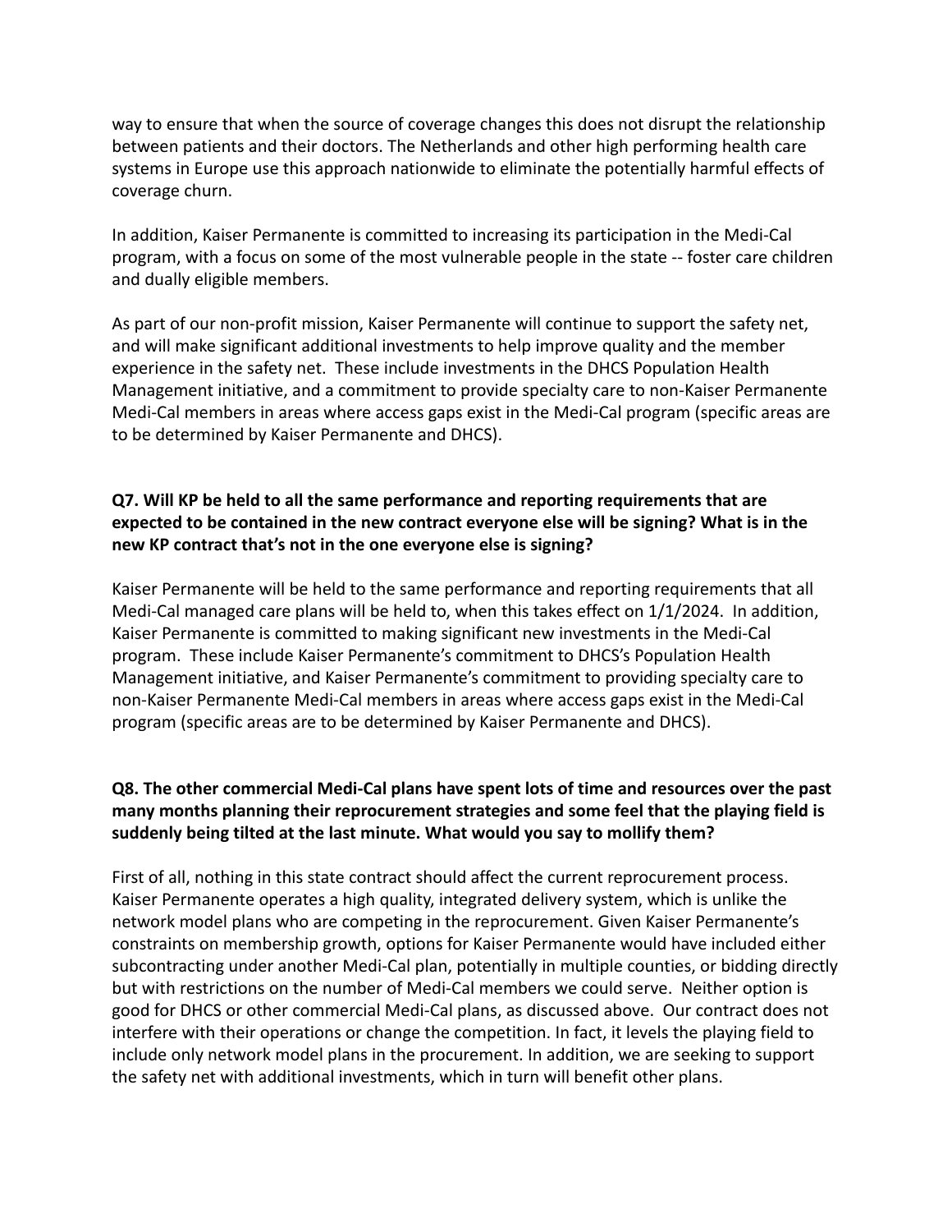way to ensure that when the source of coverage changes this does not disrupt the relationship between patients and their doctors. The Netherlands and other high performing health care systems in Europe use this approach nationwide to eliminate the potentially harmful effects of coverage churn.

In addition, Kaiser Permanente is committed to increasing its participation in the Medi-Cal program, with a focus on some of the most vulnerable people in the state -- foster care children and dually eligible members.

As part of our non-profit mission, Kaiser Permanente will continue to support the safety net, and will make significant additional investments to help improve quality and the member experience in the safety net. These include investments in the DHCS Population Health Management initiative, and a commitment to provide specialty care to non-Kaiser Permanente Medi-Cal members in areas where access gaps exist in the Medi-Cal program (specific areas are to be determined by Kaiser Permanente and DHCS).

**Q7. Will KP be held to all the same performance and reporting requirements that are expected to be contained in the new contract everyone else will be signing? What is in the new KP contract that's not in the one everyone else is signing?**

Kaiser Permanente will be held to the same performance and reporting requirements that all Medi-Cal managed care plans will be held to, when this takes effect on 1/1/2024. In addition, Kaiser Permanente is committed to making significant new investments in the Medi-Cal program. These include Kaiser Permanente's commitment to DHCS's Population Health Management initiative, and Kaiser Permanente's commitment to providing specialty care to non-Kaiser Permanente Medi-Cal members in areas where access gaps exist in the Medi-Cal program (specific areas are to be determined by Kaiser Permanente and DHCS).

**Q8. The other commercial Medi-Cal plans have spent lots of time and resources over the past many months planning their reprocurement strategies and some feel that the playing field is suddenly being tilted at the last minute. What would you say to mollify them?**

First of all, nothing in this state contract should affect the current reprocurement process. Kaiser Permanente operates a high quality, integrated delivery system, which is unlike the network model plans who are competing in the reprocurement. Given Kaiser Permanente's constraints on membership growth, options for Kaiser Permanente would have included either subcontracting under another Medi-Cal plan, potentially in multiple counties, or bidding directly but with restrictions on the number of Medi-Cal members we could serve. Neither option is good for DHCS or other commercial Medi-Cal plans, as discussed above. Our contract does not interfere with their operations or change the competition. In fact, it levels the playing field to include only network model plans in the procurement. In addition, we are seeking to support the safety net with additional investments, which in turn will benefit other plans.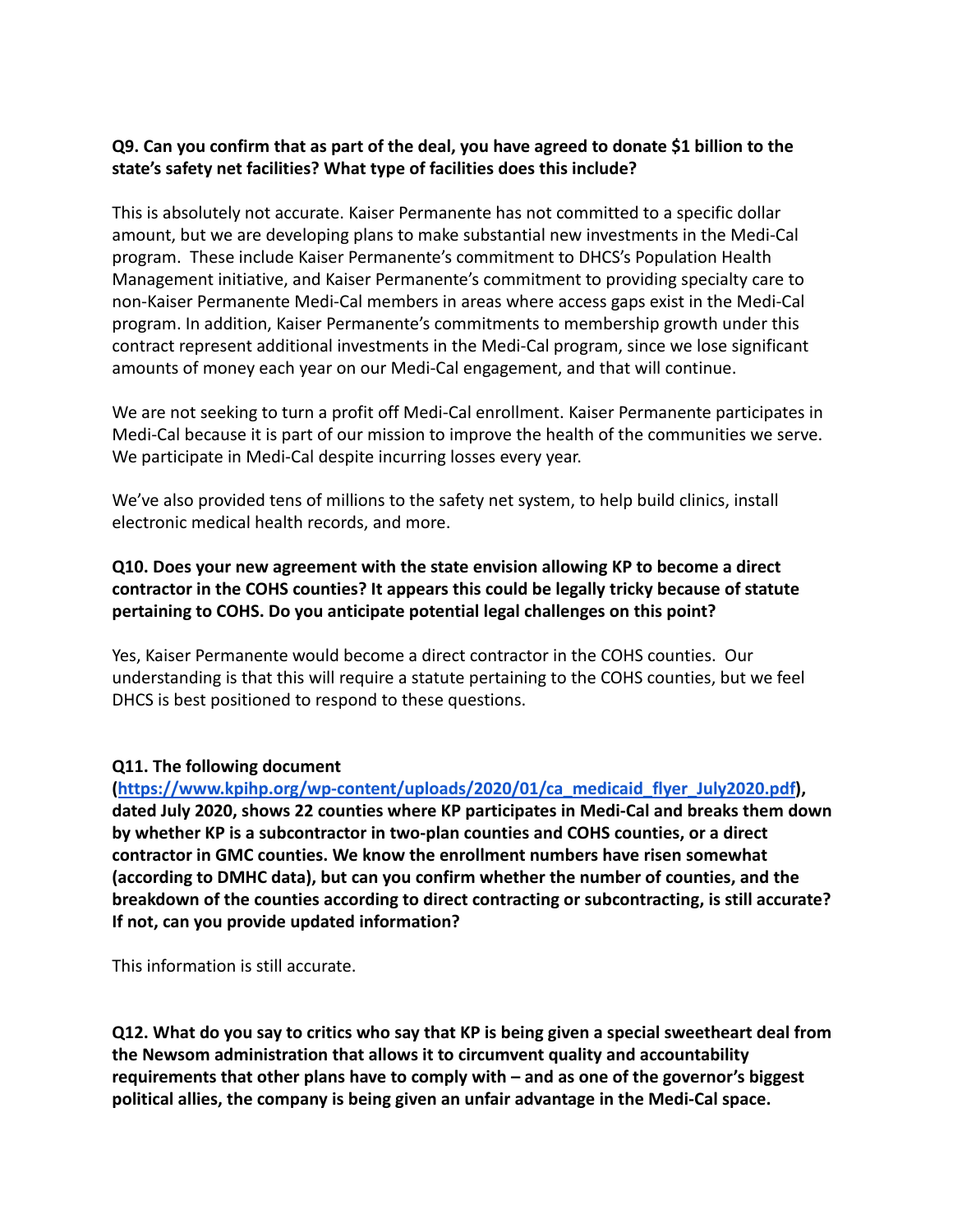**Q9. Can you confirm that as part of the deal, you have agreed to donate $1 billion to the state's safety net facilities? What type of facilities does this include?**

This is absolutely not accurate. Kaiser Permanente has not committed to a specific dollar amount, but we are developing plans to make substantial new investments in the Medi-Cal program. These include Kaiser Permanente's commitment to DHCS's Population Health Management initiative, and Kaiser Permanente's commitment to providing specialty care to non-Kaiser Permanente Medi-Cal members in areas where access gaps exist in the Medi-Cal program. In addition, Kaiser Permanente's commitments to membership growth under this contract represent additional investments in the Medi-Cal program, since we lose significant amounts of money each year on our Medi-Cal engagement, and that will continue.

We are not seeking to turn a profit off Medi-Cal enrollment. Kaiser Permanente participates in Medi-Cal because it is part of our mission to improve the health of the communities we serve. We participate in Medi-Cal despite incurring losses every year.

We've also provided tens of millions to the safety net system, to help build clinics, install electronic medical health records, and more.

**Q10. Does your new agreement with the state envision allowing KP to become a direct contractor in the COHS counties? It appears this could be legally tricky because of statute pertaining to COHS. Do you anticipate potential legal challenges on this point?**

Yes, Kaiser Permanente would become a direct contractor in the COHS counties. Our understanding is that this will require a statute pertaining to the COHS counties, but we feel DHCS is best positioned to respond to these questions.

**Q11. The following document ([https://www.kpihp.org/wp-content/uploads/2020/01/ca_medicaid_flyer_July2020.pdf](https://www.kpihp.org/wp-content/uploads/2020/01/ca_medicaid_flyer_July2020.pdf)), dated July 2020, shows 22 counties where KP participates in Medi-Cal and breaks them down by whether KP is a subcontractor in two-plan counties and COHS counties, or a direct contractor in GMC counties. We know the enrollment numbers have risen somewhat (according to DMHC data), but can you confirm whether the number of counties, and the breakdown of the counties according to direct contracting or subcontracting, is still accurate? If not, can you provide updated information?**

This information is still accurate.

**Q12. What do you say to critics who say that KP is being given a special sweetheart deal from the Newsom administration that allows it to circumvent quality and accountability requirements that other plans have to comply with – and as one of the governor's biggest political allies, the company is being given an unfair advantage in the Medi-Cal space.**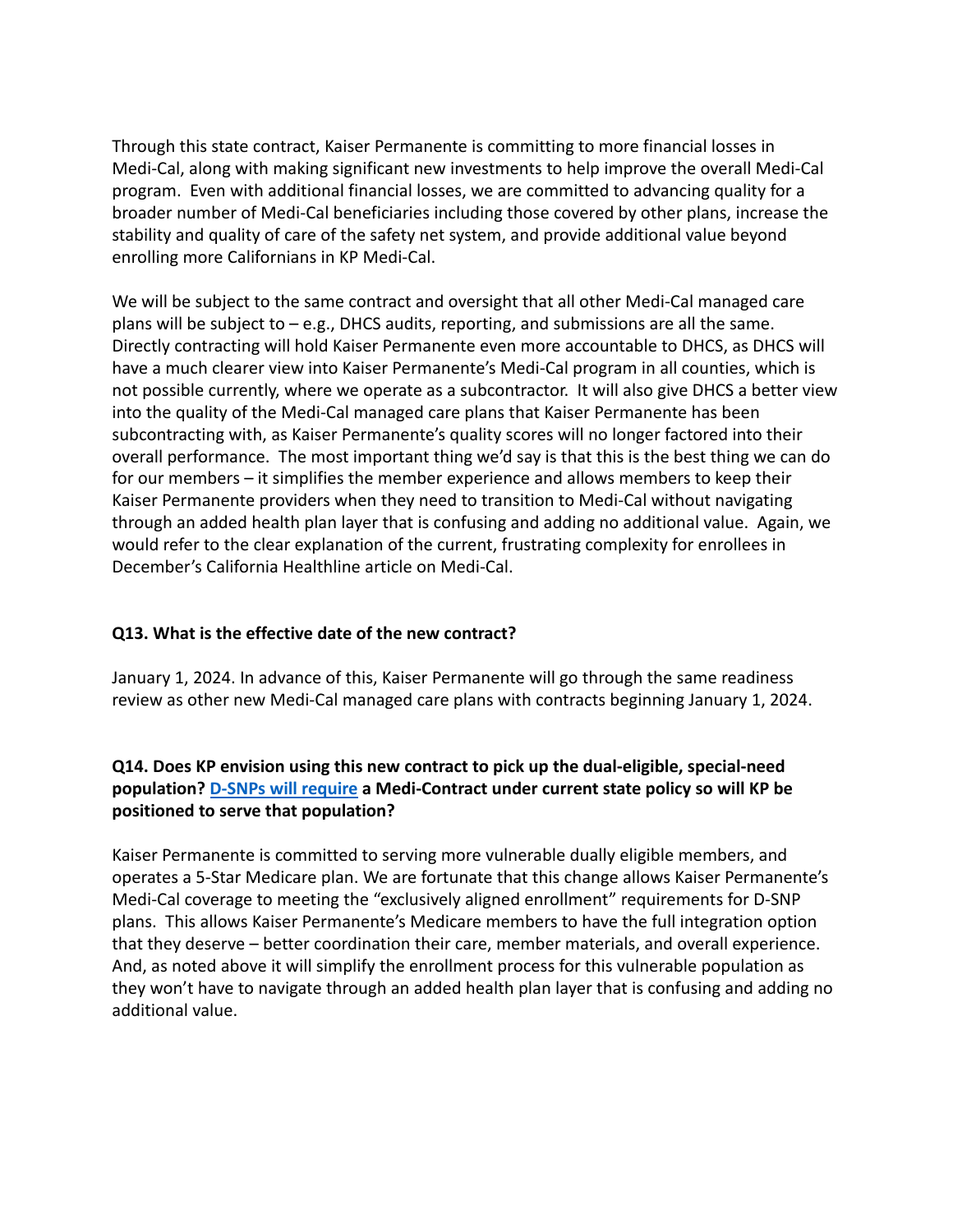Through this state contract, Kaiser Permanente is committing to more financial losses in Medi-Cal, along with making significant new investments to help improve the overall Medi-Cal program. Even with additional financial losses, we are committed to advancing quality for a broader number of Medi-Cal beneficiaries including those covered by other plans, increase the stability and quality of care of the safety net system, and provide additional value beyond enrolling more Californians in KP Medi-Cal.

We will be subject to the same contract and oversight that all other Medi-Cal managed care plans will be subject to – e.g., DHCS audits, reporting, and submissions are all the same. Directly contracting will hold Kaiser Permanente even more accountable to DHCS, as DHCS will have a much clearer view into Kaiser Permanente's Medi-Cal program in all counties, which is not possible currently, where we operate as a subcontractor. It will also give DHCS a better view into the quality of the Medi-Cal managed care plans that Kaiser Permanente has been subcontracting with, as Kaiser Permanente's quality scores will no longer factored into their overall performance. The most important thing we'd say is that this is the best thing we can do for our members – it simplifies the member experience and allows members to keep their Kaiser Permanente providers when they need to transition to Medi-Cal without navigating through an added health plan layer that is confusing and adding no additional value. Again, we would refer to the clear explanation of the current, frustrating complexity for enrollees in December's California Healthline article on Medi-Cal.

**Q13. What is the effective date of the new contract?**

January 1, 2024. In advance of this, Kaiser Permanente will go through the same readiness review as other new Medi-Cal managed care plans with contracts beginning January 1, 2024.

**Q14. Does KP envision using this new contract to pick up the dual-eligible, special-need population? D-SNPs will require a Medi-Contract under current state policy so will KP be positioned to serve that population?**

Kaiser Permanente is committed to serving more vulnerable dually eligible members, and operates a 5-Star Medicare plan. We are fortunate that this change allows Kaiser Permanente's Medi-Cal coverage to meeting the "exclusively aligned enrollment" requirements for D-SNP plans. This allows Kaiser Permanente's Medicare members to have the full integration option that they deserve – better coordination their care, member materials, and overall experience. And, as noted above it will simplify the enrollment process for this vulnerable population as they won't have to navigate through an added health plan layer that is confusing and adding no additional value.